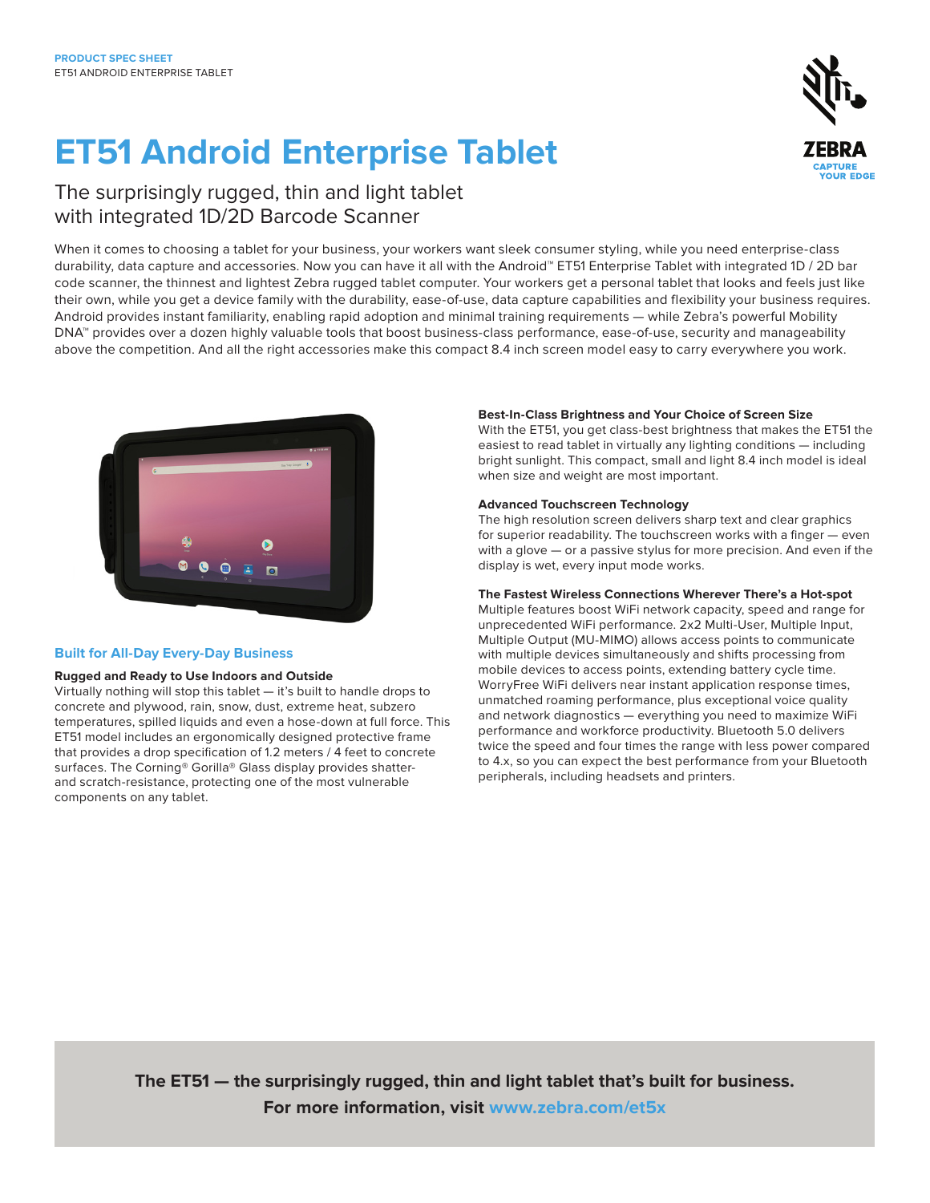PRODUCT SPEC SHEET
ET51 ANDROID ENTERPRISE TABLET

# ET51 Android Enterprise Tablet

## The surprisingly rugged, thin and light tablet with integrated 1D/2D Barcode Scanner

When it comes to choosing a tablet for your business, your workers want sleek consumer styling, while you need enterprise-class durability, data capture and accessories. Now you can have it all with the Android™ ET51 Enterprise Tablet with integrated 1D / 2D bar code scanner, the thinnest and lightest Zebra rugged tablet computer. Your workers get a personal tablet that looks and feels just like their own, while you get a device family with the durability, ease-of-use, data capture capabilities and flexibility your business requires. Android provides instant familiarity, enabling rapid adoption and minimal training requirements — while Zebra's powerful Mobility DNA™ provides over a dozen highly valuable tools that boost business-class performance, ease-of-use, security and manageability above the competition. And all the right accessories make this compact 8.4 inch screen model easy to carry everywhere you work.

## Built for All-Day Every-Day Business

### Rugged and Ready to Use Indoors and Outside

Virtually nothing will stop this tablet — it's built to handle drops to concrete and plywood, rain, snow, dust, extreme heat, subzero temperatures, spilled liquids and even a hose-down at full force. This ET51 model includes an ergonomically designed protective frame that provides a drop specification of 1.2 meters / 4 feet to concrete surfaces. The Corning® Gorilla® Glass display provides shatter- and scratch-resistance, protecting one of the most vulnerable components on any tablet.

### Best-In-Class Brightness and Your Choice of Screen Size

With the ET51, you get class-best brightness that makes the ET51 the easiest to read tablet in virtually any lighting conditions — including bright sunlight. This compact, small and light 8.4 inch model is ideal when size and weight are most important.

### Advanced Touchscreen Technology

The high resolution screen delivers sharp text and clear graphics for superior readability. The touchscreen works with a finger — even with a glove — or a passive stylus for more precision. And even if the display is wet, every input mode works.

### The Fastest Wireless Connections Wherever There's a Hot-spot

Multiple features boost WiFi network capacity, speed and range for unprecedented WiFi performance. 2x2 Multi-User, Multiple Input, Multiple Output (MU-MIMO) allows access points to communicate with multiple devices simultaneously and shifts processing from mobile devices to access points, extending battery cycle time. WorryFree WiFi delivers near instant application response times, unmatched roaming performance, plus exceptional voice quality and network diagnostics — everything you need to maximize WiFi performance and workforce productivity. Bluetooth 5.0 delivers twice the speed and four times the range with less power compared to 4.x, so you can expect the best performance from your Bluetooth peripherals, including headsets and printers.

**The ET51 — the surprisingly rugged, thin and light tablet that's built for business.**
**For more information, visit www.zebra.com/et5x**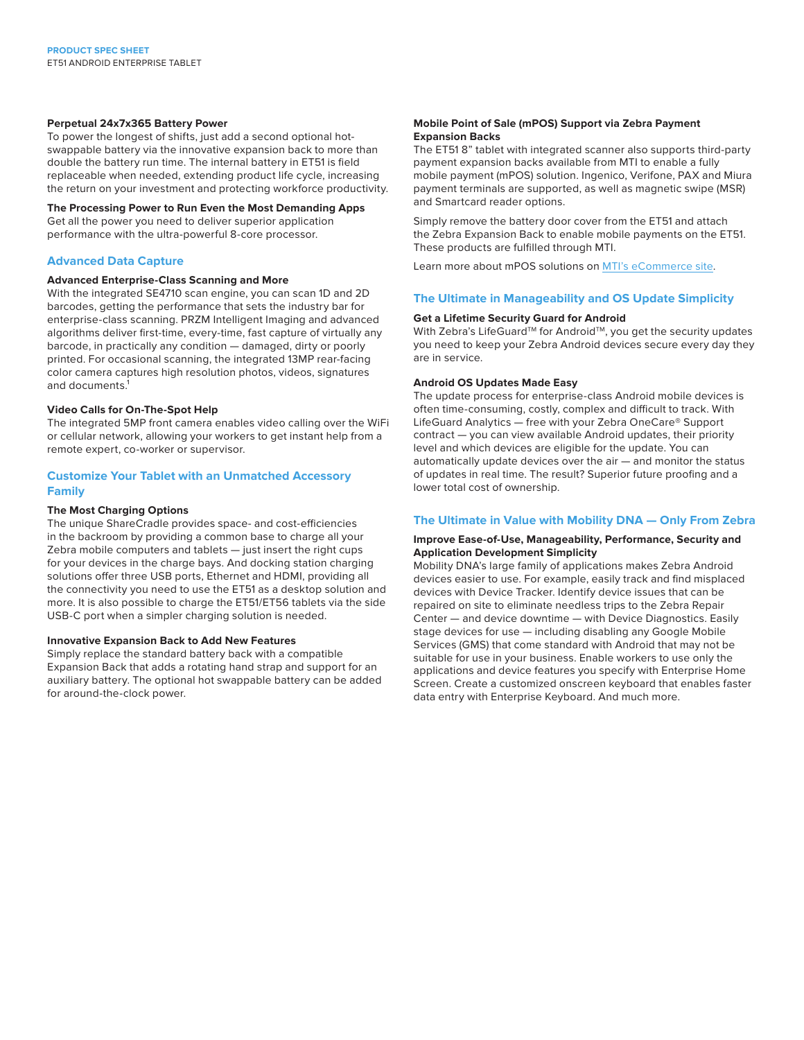**Perpetual 24x7x365 Battery Power**
To power the longest of shifts, just add a second optional hot-swappable battery via the innovative expansion back to more than double the battery run time. The internal battery in ET51 is field replaceable when needed, extending product life cycle, increasing the return on your investment and protecting workforce productivity.

**The Processing Power to Run Even the Most Demanding Apps**
Get all the power you need to deliver superior application performance with the ultra-powerful 8-core processor.

## Advanced Data Capture

**Advanced Enterprise-Class Scanning and More**
With the integrated SE4710 scan engine, you can scan 1D and 2D barcodes, getting the performance that sets the industry bar for enterprise-class scanning. PRZM Intelligent Imaging and advanced algorithms deliver first-time, every-time, fast capture of virtually any barcode, in practically any condition — damaged, dirty or poorly printed. For occasional scanning, the integrated 13MP rear-facing color camera captures high resolution photos, videos, signatures and documents.[1]

**Video Calls for On-The-Spot Help**
The integrated 5MP front camera enables video calling over the WiFi or cellular network, allowing your workers to get instant help from a remote expert, co-worker or supervisor.

## Customize Your Tablet with an Unmatched Accessory Family

**The Most Charging Options**
The unique ShareCradle provides space- and cost-efficiencies in the backroom by providing a common base to charge all your Zebra mobile computers and tablets — just insert the right cups for your devices in the charge bays. And docking station charging solutions offer three USB ports, Ethernet and HDMI, providing all the connectivity you need to use the ET51 as a desktop solution and more. It is also possible to charge the ET51/ET56 tablets via the side USB-C port when a simpler charging solution is needed.

**Innovative Expansion Back to Add New Features**
Simply replace the standard battery back with a compatible Expansion Back that adds a rotating hand strap and support for an auxiliary battery. The optional hot swappable battery can be added for around-the-clock power.

**Mobile Point of Sale (mPOS) Support via Zebra Payment Expansion Backs**
The ET51 8" tablet with integrated scanner also supports third-party payment expansion backs available from MTI to enable a fully mobile payment (mPOS) solution. Ingenico, Verifone, PAX and Miura payment terminals are supported, as well as magnetic swipe (MSR) and Smartcard reader options.

Simply remove the battery door cover from the ET51 and attach the Zebra Expansion Back to enable mobile payments on the ET51. These products are fulfilled through MTI.

Learn more about mPOS solutions on MTI's eCommerce site.

## The Ultimate in Manageability and OS Update Simplicity

**Get a Lifetime Security Guard for Android**
With Zebra's LifeGuard™ for Android™, you get the security updates you need to keep your Zebra Android devices secure every day they are in service.

**Android OS Updates Made Easy**
The update process for enterprise-class Android mobile devices is often time-consuming, costly, complex and difficult to track. With LifeGuard Analytics — free with your Zebra OneCare® Support contract — you can view available Android updates, their priority level and which devices are eligible for the update. You can automatically update devices over the air — and monitor the status of updates in real time. The result? Superior future proofing and a lower total cost of ownership.

## The Ultimate in Value with Mobility DNA — Only From Zebra

**Improve Ease-of-Use, Manageability, Performance, Security and Application Development Simplicity**
Mobility DNA's large family of applications makes Zebra Android devices easier to use. For example, easily track and find misplaced devices with Device Tracker. Identify device issues that can be repaired on site to eliminate needless trips to the Zebra Repair Center — and device downtime — with Device Diagnostics. Easily stage devices for use — including disabling any Google Mobile Services (GMS) that come standard with Android that may not be suitable for use in your business. Enable workers to use only the applications and device features you specify with Enterprise Home Screen. Create a customized onscreen keyboard that enables faster data entry with Enterprise Keyboard. And much more.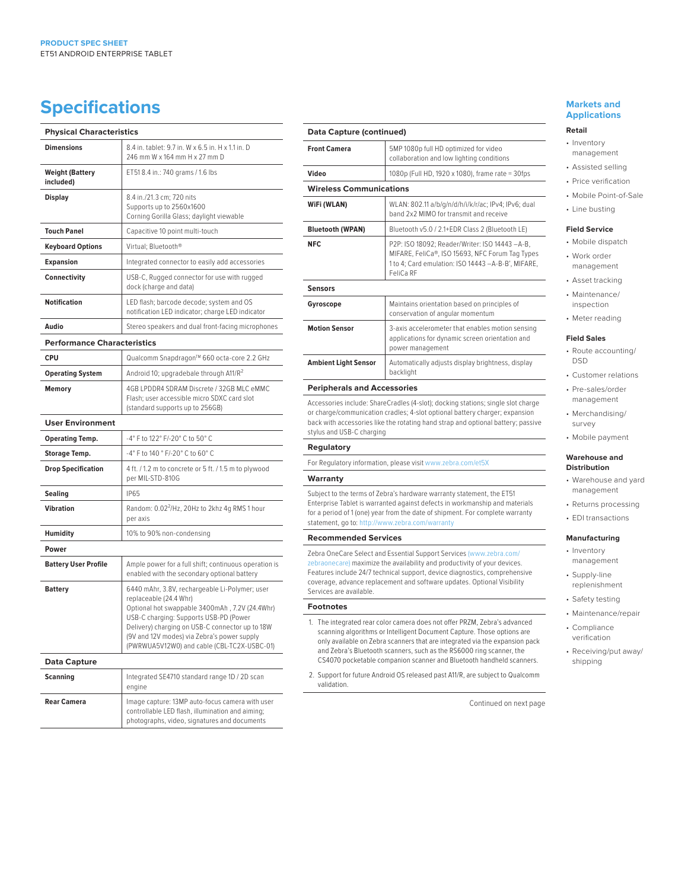## Specifications

| Physical Characteristics | |
|---|---|
| **Dimensions** | 8.4 in. tablet: 9.7 in. W x 6.5 in. H x 1.1 in. D<br>246 mm W x 164 mm H x 27 mm D |
| **Weight (Battery included)** | ET51 8.4 in.: 740 grams / 1.6 lbs |
| **Display** | 8.4 in./21.3 cm; 720 nits<br>Supports up to 2560x1600<br>Corning Gorilla Glass; daylight viewable |
| **Touch Panel** | Capacitive 10 point multi-touch |
| **Keyboard Options** | Virtual; Bluetooth® |
| **Expansion** | Integrated connector to easily add accessories |
| **Connectivity** | USB-C, Rugged connector for use with rugged dock (charge and data) |
| **Notification** | LED flash; barcode decode; system and OS notification LED indicator; charge LED indicator |
| **Audio** | Stereo speakers and dual front-facing microphones |

| Performance Characteristics | |
|---|---|
| **CPU** | Qualcomm Snapdragon™ 660 octa-core 2.2 GHz |
| **Operating System** | Android 10; upgradebale through A11/R[2] |
| **Memory** | 4GB LPDDR4 SDRAM Discrete / 32GB MLC eMMC Flash; user accessible micro SDXC card slot (standard supports up to 256GB) |

| User Environment | |
|---|---|
| **Operating Temp.** | -4° F to 122° F/-20° C to 50° C |
| **Storage Temp.** | -4° F to 140 ° F/-20° C to 60° C |
| **Drop Specification** | 4 ft. / 1.2 m to concrete or 5 ft. / 1.5 m to plywood per MIL-STD-810G |
| **Sealing** | IP65 |
| **Vibration** | Random: 0.02$^2$/Hz, 20Hz to 2khz 4g RMS 1 hour per axis |
| **Humidity** | 10% to 90% non-condensing |

| Power | |
|---|---|
| **Battery User Profile** | Ample power for a full shift; continuous operation is enabled with the secondary optional battery |
| **Battery** | 6440 mAhr, 3.8V, rechargeable Li-Polymer; user replaceable (24.4 Whr)<br>Optional hot swappable 3400mAh , 7.2V (24.4Whr)<br>USB-C charging: Supports USB-PD (Power Delivery) charging on USB-C connector up to 18W (9V and 12V modes) via Zebra's power supply (PWRWUA5V12W0) and cable (CBL-TC2X-USBC-01) |

| Data Capture | |
|---|---|
| **Scanning** | Integrated SE4710 standard range 1D / 2D scan engine |
| **Rear Camera** | Image capture: 13MP auto-focus camera with user controllable LED flash, illumination and aiming; photographs, video, signatures and documents |

| Data Capture (continued) | |
|---|---|
| **Front Camera** | 5MP 1080p full HD optimized for video collaboration and low lighting conditions |
| **Video** | 1080p (Full HD, 1920 x 1080), frame rate = 30fps |

| Wireless Communications | |
|---|---|
| **WiFi (WLAN)** | WLAN: 802.11 a/b/g/n/d/h/i/k/r/ac; IPv4; IPv6; dual band 2x2 MIMO for transmit and receive |
| **Bluetooth (WPAN)** | Bluetooth v5.0 / 2.1+EDR Class 2 (Bluetooth LE) |
| **NFC** | P2P: ISO 18092; Reader/Writer: ISO 14443 –A-B, MIFARE, FeliCa®, ISO 15693, NFC Forum Tag Types 1 to 4; Card emulation: ISO 14443 –A-B-B', MIFARE, FeliCa RF |

| Sensors | |
|---|---|
| **Gyroscope** | Maintains orientation based on principles of conservation of angular momentum |
| **Motion Sensor** | 3-axis accelerometer that enables motion sensing applications for dynamic screen orientation and power management |
| **Ambient Light Sensor** | Automatically adjusts display brightness, display backlight |

### Peripherals and Accessories

Accessories include: ShareCradles (4-slot); docking stations; single slot charge or charge/communication cradles; 4-slot optional battery charger; expansion back with accessories like the rotating hand strap and optional battery; passive stylus and USB-C charging

### Regulatory

For Regulatory information, please visit www.zebra.com/et5X

### Warranty

Subject to the terms of Zebra's hardware warranty statement, the ET51 Enterprise Tablet is warranted against defects in workmanship and materials for a period of 1 (one) year from the date of shipment. For complete warranty statement, go to: http://www.zebra.com/warranty

### Recommended Services

Zebra OneCare Select and Essential Support Services (www.zebra.com/zebraonecare) maximize the availability and productivity of your devices. Features include 24/7 technical support, device diagnostics, comprehensive coverage, advance replacement and software updates. Optional Visibility Services are available.

### Footnotes

1. The integrated rear color camera does not offer PRZM, Zebra's advanced scanning algorithms or Intelligent Document Capture. Those options are only available on Zebra scanners that are integrated via the expansion pack and Zebra's Bluetooth scanners, such as the RS6000 ring scanner, the CS4070 pocketable companion scanner and Bluetooth handheld scanners.
2. Support for future Android OS released past A11/R, are subject to Qualcomm validation.

Continued on next page

## Markets and Applications

**Retail**

- Inventory management
- Assisted selling
- Price verification
- Mobile Point-of-Sale
- Line busting

**Field Service**

- Mobile dispatch
- Work order management
- Asset tracking
- Maintenance/inspection
- Meter reading

**Field Sales**

- Route accounting/DSD
- Customer relations
- Pre-sales/order management
- Merchandising/survey
- Mobile payment

**Warehouse and Distribution**

- Warehouse and yard management
- Returns processing
- EDI transactions

**Manufacturing**

- Inventory management
- Supply-line replenishment
- Safety testing
- Maintenance/repair
- Compliance verification
- Receiving/put away/shipping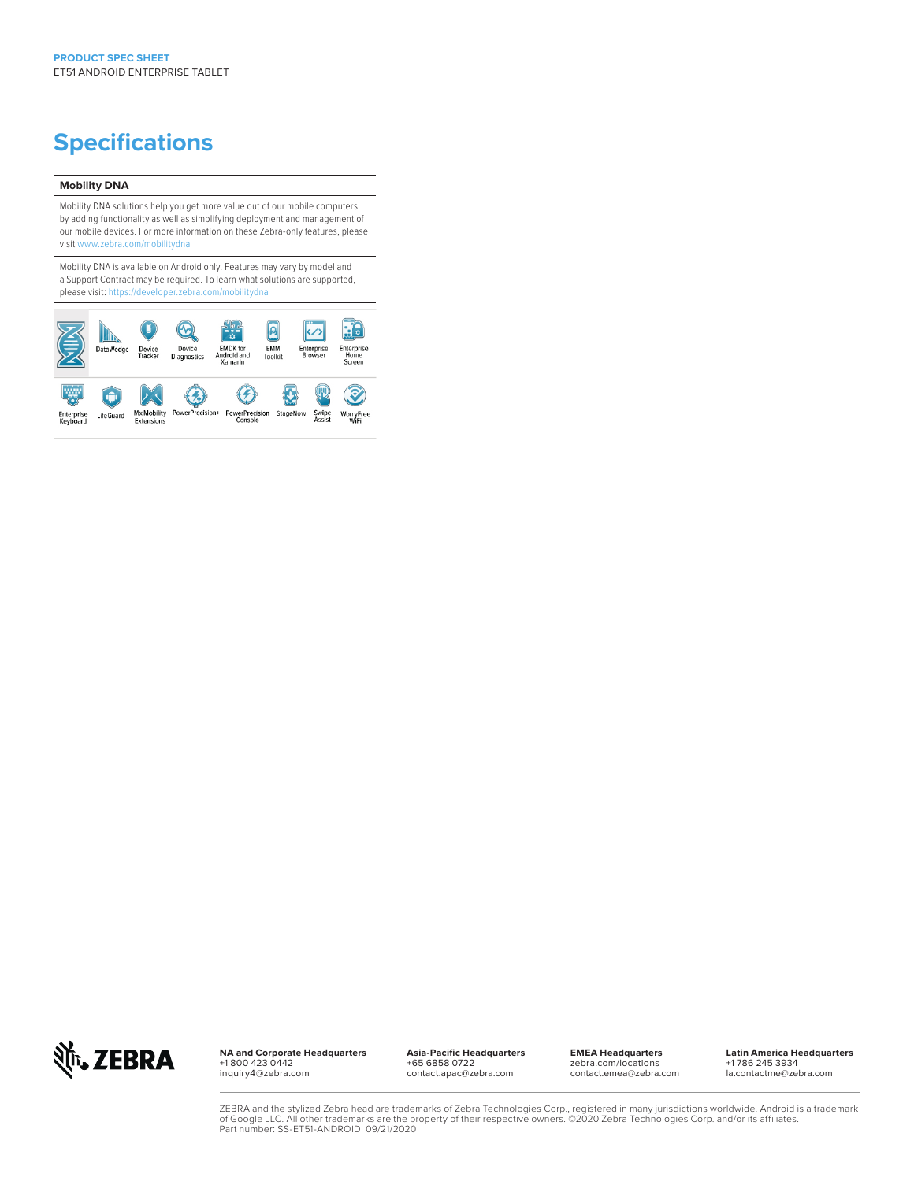PRODUCT SPEC SHEET
ET51 ANDROID ENTERPRISE TABLET

# Specifications

## Mobility DNA

Mobility DNA solutions help you get more value out of our mobile computers by adding functionality as well as simplifying deployment and management of our mobile devices. For more information on these Zebra-only features, please visit www.zebra.com/mobilitydna

Mobility DNA is available on Android only. Features may vary by model and a Support Contract may be required. To learn what solutions are supported, please visit: https://developer.zebra.com/mobilitydna

DataWedge
Device Tracker
Device Diagnostics
EMDK for Android and Xamarin
EMM Toolkit
Enterprise Browser
Enterprise Home Screen
Enterprise Keyboard
LifeGuard
Mx Mobility Extensions
PowerPrecision+
PowerPrecision Console
StageNow
Swipe Assist
WorryFree WiFi

**NA and Corporate Headquarters**
+1 800 423 0442
inquiry4@zebra.com

**Asia-Pacific Headquarters**
+65 6858 0722
contact.apac@zebra.com

**EMEA Headquarters**
zebra.com/locations
contact.emea@zebra.com

**Latin America Headquarters**
+1 786 245 3934
la.contactme@zebra.com

ZEBRA and the stylized Zebra head are trademarks of Zebra Technologies Corp., registered in many jurisdictions worldwide. Android is a trademark of Google LLC. All other trademarks are the property of their respective owners. ©2020 Zebra Technologies Corp. and/or its affiliates.
Part number: SS-ET51-ANDROID 09/21/2020